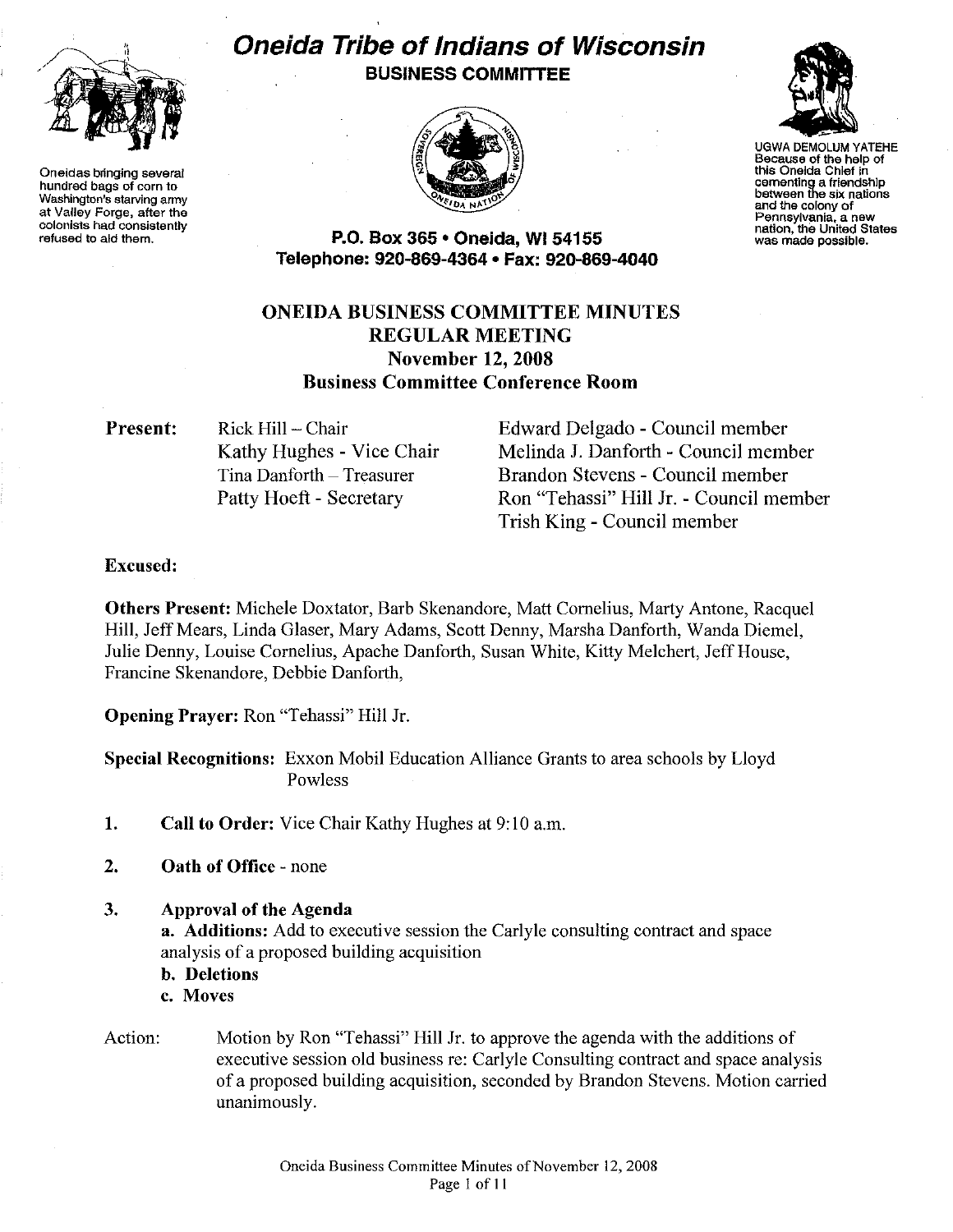# Oneida Tribe of Indians of Wisconsin

## BUSINESS COMMITTEE

Oneidas bringing several hundred bags of corn to Washington's starving army at Valley Forge, after the colonists had consistently refused to aid them.

UGWA DEMOLUM YATEHE
Because of the help of this Oneida Chief in cementing a friendship between the six nations and the colony of Pennsylvania, a new nation, the United States was made possible.

**P.O. Box 365 • Oneida, WI 54155**
**Telephone: 920-869-4364 • Fax: 920-869-4040**

## ONEIDA BUSINESS COMMITTEE MINUTES
## REGULAR MEETING
## November 12, 2008
## Business Committee Conference Room

**Present:**

Rick Hill – Chair
Kathy Hughes - Vice Chair
Tina Danforth – Treasurer
Patty Hoeft - Secretary
Edward Delgado - Council member
Melinda J. Danforth - Council member
Brandon Stevens - Council member
Ron "Tehassi" Hill Jr. - Council member
Trish King - Council member

**Excused:**

**Others Present:** Michele Doxtator, Barb Skenandore, Matt Cornelius, Marty Antone, Racquel Hill, Jeff Mears, Linda Glaser, Mary Adams, Scott Denny, Marsha Danforth, Wanda Diemel, Julie Denny, Louise Cornelius, Apache Danforth, Susan White, Kitty Melchert, Jeff House, Francine Skenandore, Debbie Danforth,

**Opening Prayer:** Ron "Tehassi" Hill Jr.

**Special Recognitions:** Exxon Mobil Education Alliance Grants to area schools by Lloyd Powless

1. **Call to Order:** Vice Chair Kathy Hughes at 9:10 a.m.

2. **Oath of Office** - none

3. **Approval of the Agenda**
   **a. Additions:** Add to executive session the Carlyle consulting contract and space analysis of a proposed building acquisition
   **b. Deletions**
   **c. Moves**

Action: Motion by Ron "Tehassi" Hill Jr. to approve the agenda with the additions of executive session old business re: Carlyle Consulting contract and space analysis of a proposed building acquisition, seconded by Brandon Stevens. Motion carried unanimously.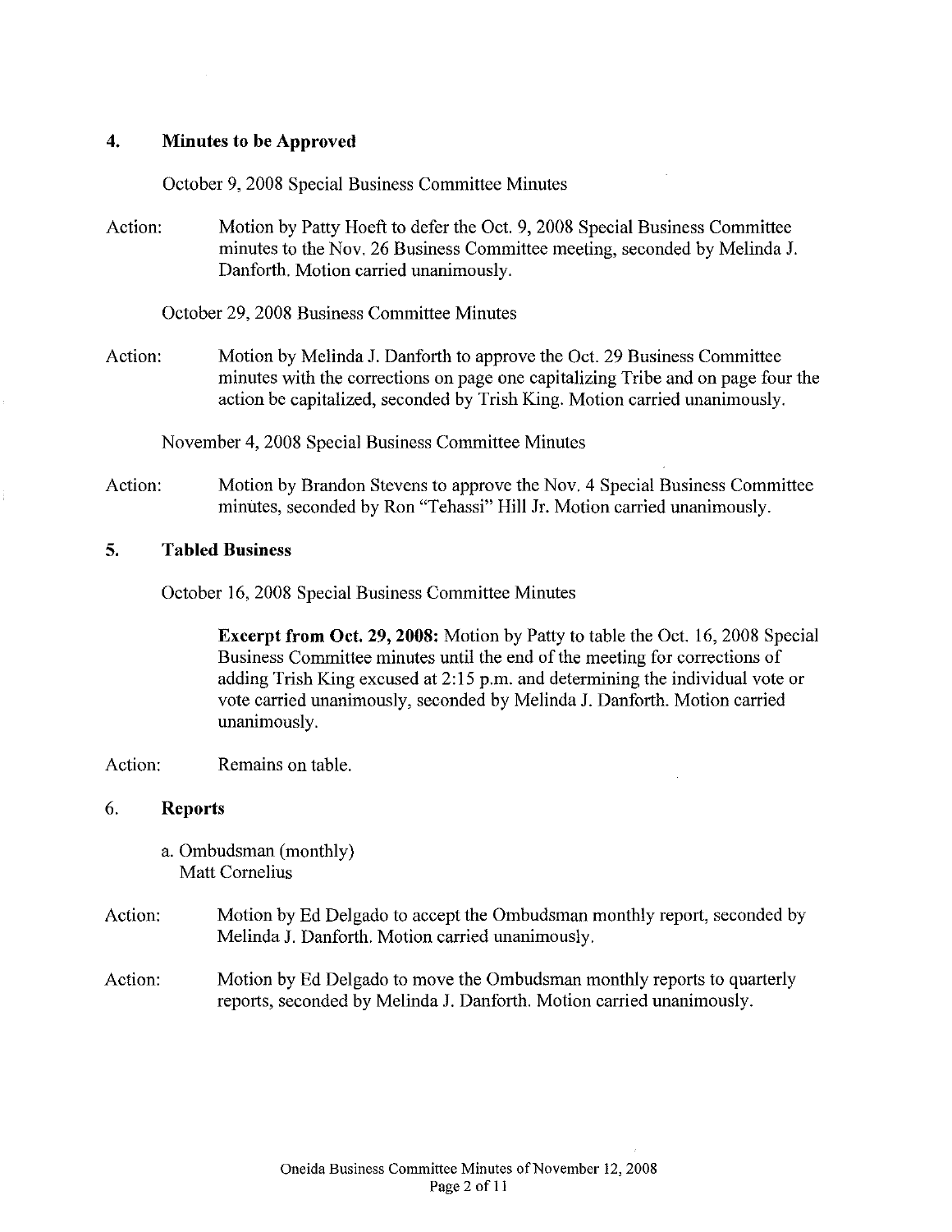## 4. Minutes to be Approved

October 9, 2008 Special Business Committee Minutes

Action: Motion by Patty Hoeft to defer the Oct. 9, 2008 Special Business Committee minutes to the Nov. 26 Business Committee meeting, seconded by Melinda J. Danforth. Motion carried unanimously.

October 29, 2008 Business Committee Minutes

Action: Motion by Melinda J. Danforth to approve the Oct. 29 Business Committee minutes with the corrections on page one capitalizing Tribe and on page four the action be capitalized, seconded by Trish King. Motion carried unanimously.

November 4, 2008 Special Business Committee Minutes

Action: Motion by Brandon Stevens to approve the Nov. 4 Special Business Committee minutes, seconded by Ron "Tehassi" Hill Jr. Motion carried unanimously.

## 5. Tabled Business

October 16, 2008 Special Business Committee Minutes

> **Excerpt from Oct. 29, 2008:** Motion by Patty to table the Oct. 16, 2008 Special Business Committee minutes until the end of the meeting for corrections of adding Trish King excused at 2:15 p.m. and determining the individual vote or vote carried unanimously, seconded by Melinda J. Danforth. Motion carried unanimously.

Action: Remains on table.

## 6. Reports

a. Ombudsman (monthly)
Matt Cornelius

Action: Motion by Ed Delgado to accept the Ombudsman monthly report, seconded by Melinda J. Danforth. Motion carried unanimously.

Action: Motion by Ed Delgado to move the Ombudsman monthly reports to quarterly reports, seconded by Melinda J. Danforth. Motion carried unanimously.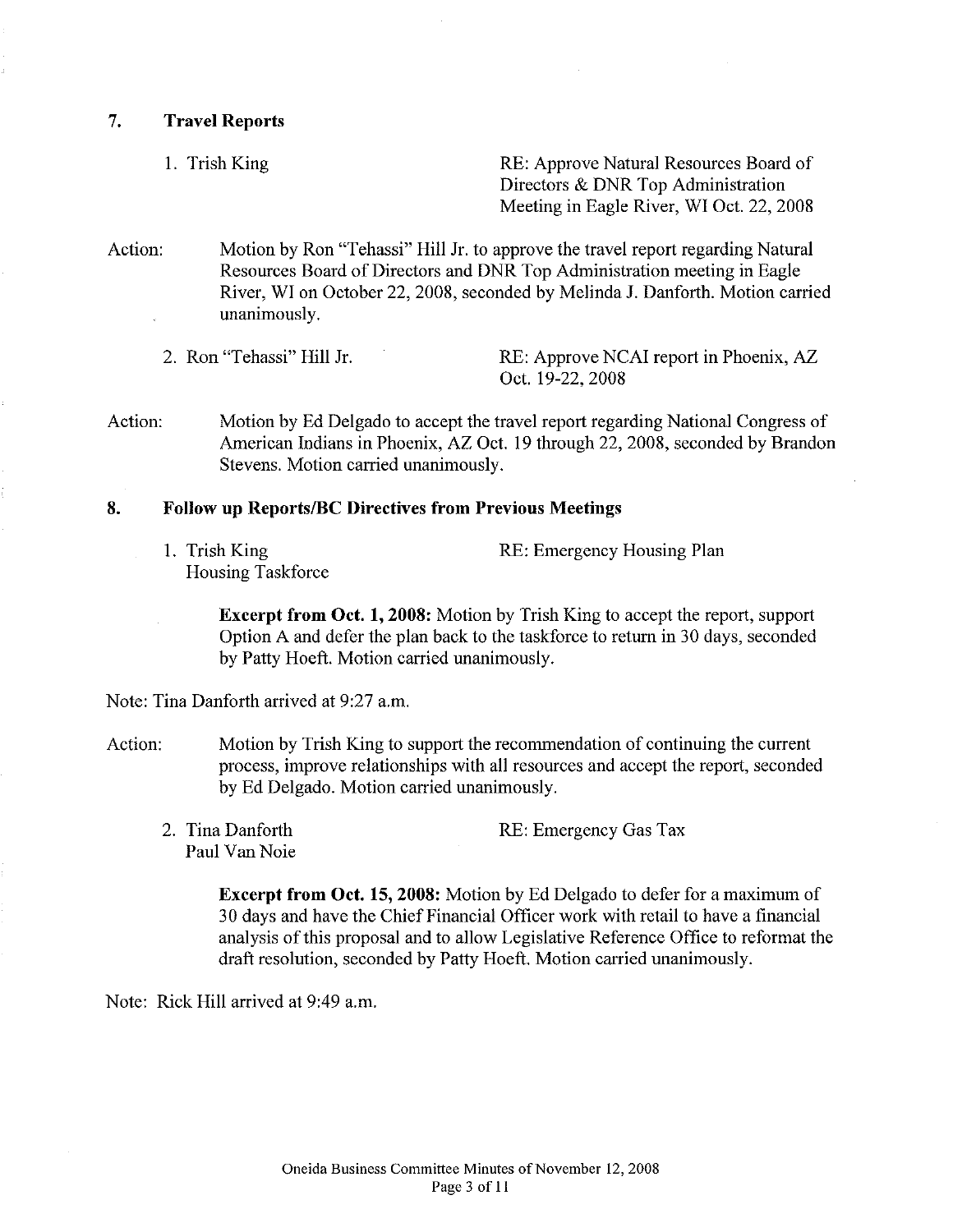## 7. Travel Reports

1. Trish King — RE: Approve Natural Resources Board of Directors & DNR Top Administration Meeting in Eagle River, WI Oct. 22, 2008

Action: Motion by Ron "Tehassi" Hill Jr. to approve the travel report regarding Natural Resources Board of Directors and DNR Top Administration meeting in Eagle River, WI on October 22, 2008, seconded by Melinda J. Danforth. Motion carried unanimously.

2. Ron "Tehassi" Hill Jr. — RE: Approve NCAI report in Phoenix, AZ Oct. 19-22, 2008

Action: Motion by Ed Delgado to accept the travel report regarding National Congress of American Indians in Phoenix, AZ Oct. 19 through 22, 2008, seconded by Brandon Stevens. Motion carried unanimously.

## 8. Follow up Reports/BC Directives from Previous Meetings

1. Trish King, Housing Taskforce — RE: Emergency Housing Plan

   **Excerpt from Oct. 1, 2008:** Motion by Trish King to accept the report, support Option A and defer the plan back to the taskforce to return in 30 days, seconded by Patty Hoeft. Motion carried unanimously.

Note: Tina Danforth arrived at 9:27 a.m.

Action: Motion by Trish King to support the recommendation of continuing the current process, improve relationships with all resources and accept the report, seconded by Ed Delgado. Motion carried unanimously.

2. Tina Danforth, Paul Van Noie — RE: Emergency Gas Tax

   **Excerpt from Oct. 15, 2008:** Motion by Ed Delgado to defer for a maximum of 30 days and have the Chief Financial Officer work with retail to have a financial analysis of this proposal and to allow Legislative Reference Office to reformat the draft resolution, seconded by Patty Hoeft. Motion carried unanimously.

Note: Rick Hill arrived at 9:49 a.m.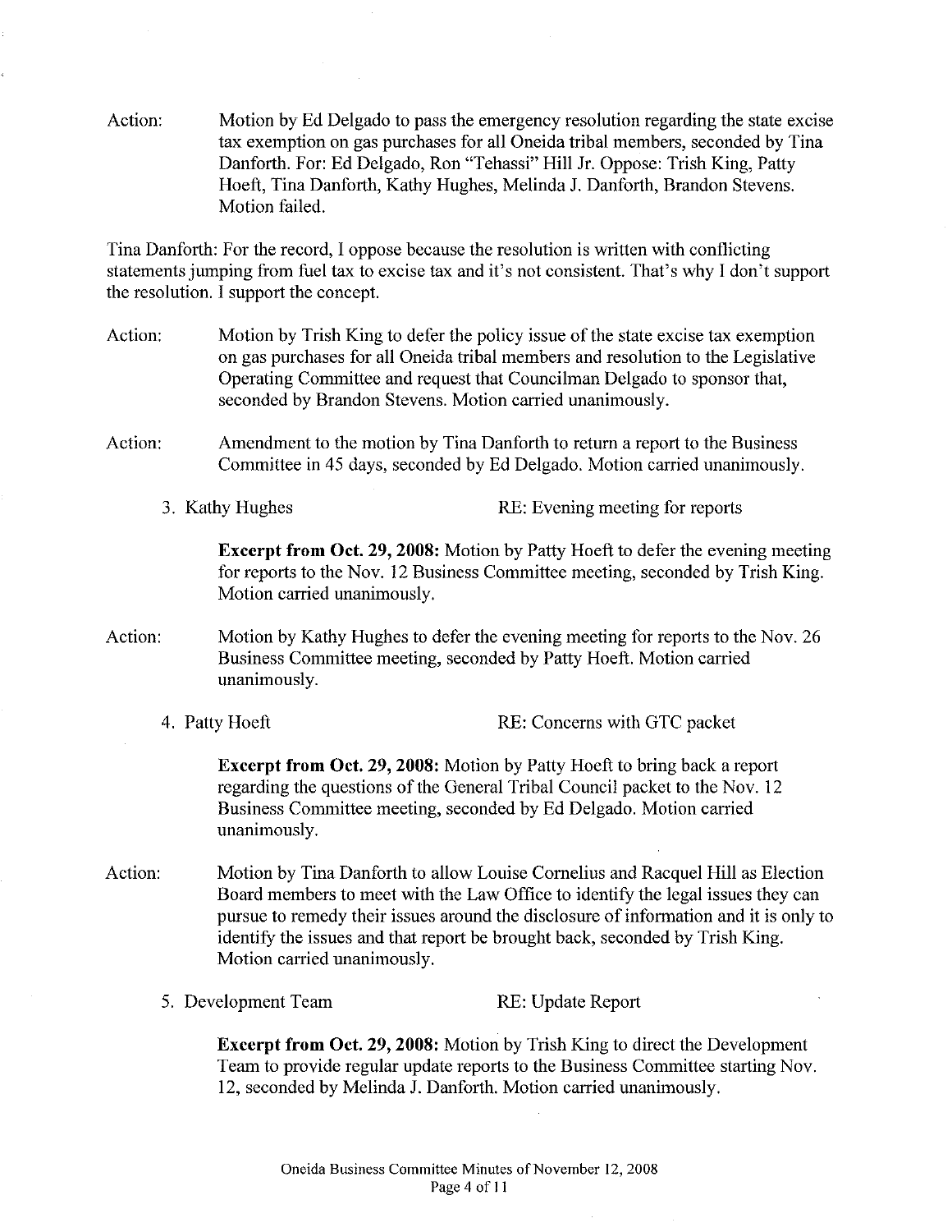Action: Motion by Ed Delgado to pass the emergency resolution regarding the state excise tax exemption on gas purchases for all Oneida tribal members, seconded by Tina Danforth. For: Ed Delgado, Ron "Tehassi" Hill Jr. Oppose: Trish King, Patty Hoeft, Tina Danforth, Kathy Hughes, Melinda J. Danforth, Brandon Stevens. Motion failed.

Tina Danforth: For the record, I oppose because the resolution is written with conflicting statements jumping from fuel tax to excise tax and it's not consistent. That's why I don't support the resolution. I support the concept.

Action: Motion by Trish King to defer the policy issue of the state excise tax exemption on gas purchases for all Oneida tribal members and resolution to the Legislative Operating Committee and request that Councilman Delgado to sponsor that, seconded by Brandon Stevens. Motion carried unanimously.

Action: Amendment to the motion by Tina Danforth to return a report to the Business Committee in 45 days, seconded by Ed Delgado. Motion carried unanimously.

3. Kathy Hughes RE: Evening meeting for reports

**Excerpt from Oct. 29, 2008:** Motion by Patty Hoeft to defer the evening meeting for reports to the Nov. 12 Business Committee meeting, seconded by Trish King. Motion carried unanimously.

Action: Motion by Kathy Hughes to defer the evening meeting for reports to the Nov. 26 Business Committee meeting, seconded by Patty Hoeft. Motion carried unanimously.

4. Patty Hoeft RE: Concerns with GTC packet

**Excerpt from Oct. 29, 2008:** Motion by Patty Hoeft to bring back a report regarding the questions of the General Tribal Council packet to the Nov. 12 Business Committee meeting, seconded by Ed Delgado. Motion carried unanimously.

Action: Motion by Tina Danforth to allow Louise Cornelius and Racquel Hill as Election Board members to meet with the Law Office to identify the legal issues they can pursue to remedy their issues around the disclosure of information and it is only to identify the issues and that report be brought back, seconded by Trish King. Motion carried unanimously.

5. Development Team RE: Update Report

**Excerpt from Oct. 29, 2008:** Motion by Trish King to direct the Development Team to provide regular update reports to the Business Committee starting Nov. 12, seconded by Melinda J. Danforth. Motion carried unanimously.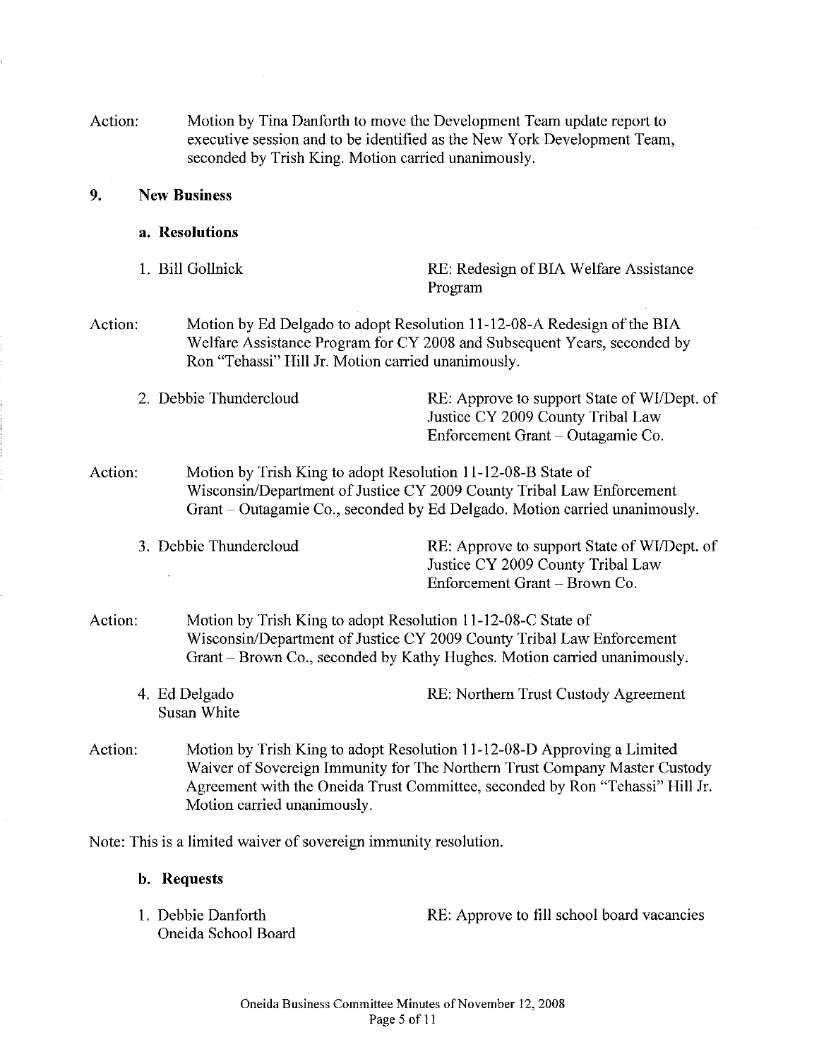Action: Motion by Tina Danforth to move the Development Team update report to executive session and to be identified as the New York Development Team, seconded by Trish King. Motion carried unanimously.

## 9. New Business

### a. Resolutions

1. Bill Gollnick — RE: Redesign of BIA Welfare Assistance Program

Action: Motion by Ed Delgado to adopt Resolution 11-12-08-A Redesign of the BIA Welfare Assistance Program for CY 2008 and Subsequent Years, seconded by Ron "Tehassi" Hill Jr. Motion carried unanimously.

2. Debbie Thundercloud — RE: Approve to support State of WI/Dept. of Justice CY 2009 County Tribal Law Enforcement Grant – Outagamie Co.

Action: Motion by Trish King to adopt Resolution 11-12-08-B State of Wisconsin/Department of Justice CY 2009 County Tribal Law Enforcement Grant – Outagamie Co., seconded by Ed Delgado. Motion carried unanimously.

3. Debbie Thundercloud — RE: Approve to support State of WI/Dept. of Justice CY 2009 County Tribal Law Enforcement Grant – Brown Co.

Action: Motion by Trish King to adopt Resolution 11-12-08-C State of Wisconsin/Department of Justice CY 2009 County Tribal Law Enforcement Grant – Brown Co., seconded by Kathy Hughes. Motion carried unanimously.

4. Ed Delgado, Susan White — RE: Northern Trust Custody Agreement

Action: Motion by Trish King to adopt Resolution 11-12-08-D Approving a Limited Waiver of Sovereign Immunity for The Northern Trust Company Master Custody Agreement with the Oneida Trust Committee, seconded by Ron "Tehassi" Hill Jr. Motion carried unanimously.

Note: This is a limited waiver of sovereign immunity resolution.

### b. Requests

1. Debbie Danforth, Oneida School Board — RE: Approve to fill school board vacancies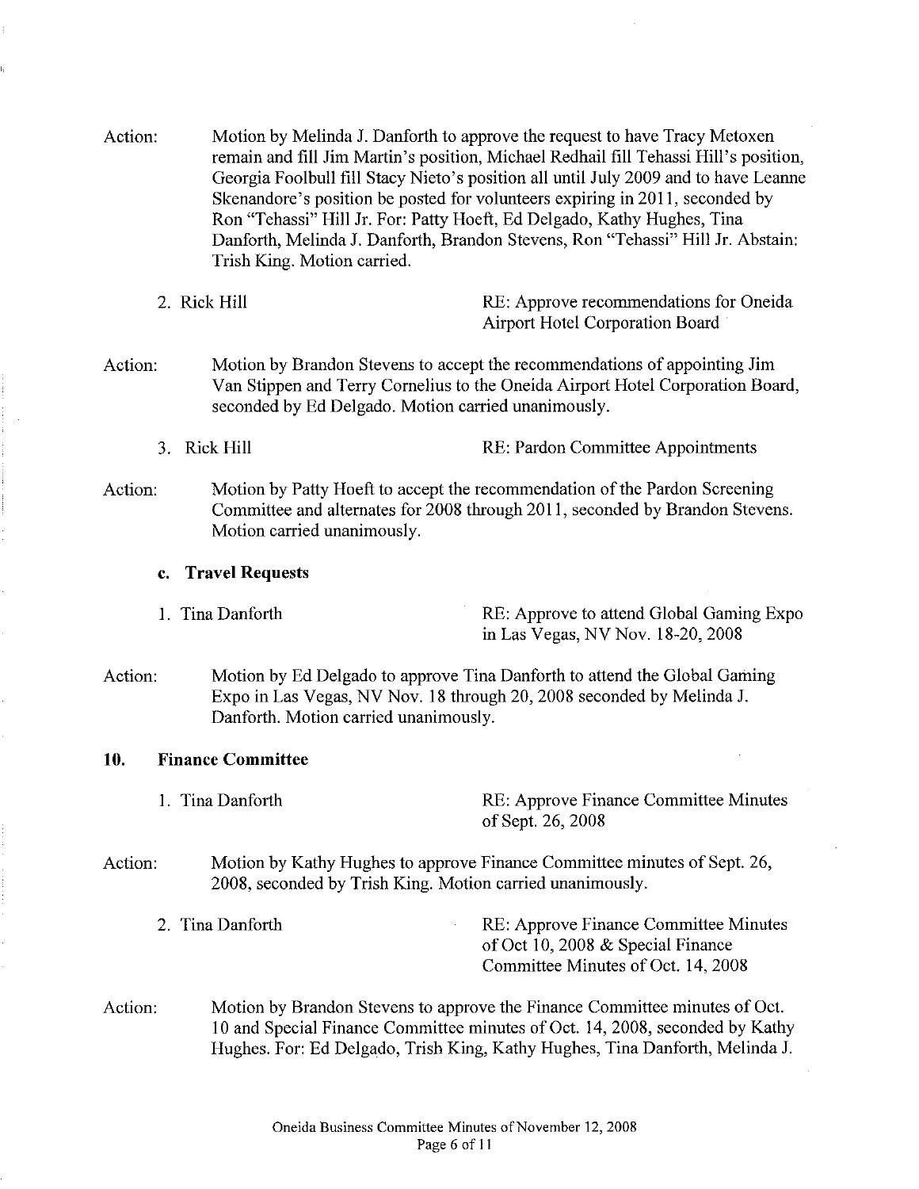Action: Motion by Melinda J. Danforth to approve the request to have Tracy Metoxen remain and fill Jim Martin's position, Michael Redhail fill Tehassi Hill's position, Georgia Foolbull fill Stacy Nieto's position all until July 2009 and to have Leanne Skenandore's position be posted for volunteers expiring in 2011, seconded by Ron "Tehassi" Hill Jr. For: Patty Hoeft, Ed Delgado, Kathy Hughes, Tina Danforth, Melinda J. Danforth, Brandon Stevens, Ron "Tehassi" Hill Jr. Abstain: Trish King. Motion carried.

2. Rick Hill — RE: Approve recommendations for Oneida Airport Hotel Corporation Board

Action: Motion by Brandon Stevens to accept the recommendations of appointing Jim Van Stippen and Terry Cornelius to the Oneida Airport Hotel Corporation Board, seconded by Ed Delgado. Motion carried unanimously.

3. Rick Hill — RE: Pardon Committee Appointments

Action: Motion by Patty Hoeft to accept the recommendation of the Pardon Screening Committee and alternates for 2008 through 2011, seconded by Brandon Stevens. Motion carried unanimously.

**c. Travel Requests**

1. Tina Danforth — RE: Approve to attend Global Gaming Expo in Las Vegas, NV Nov. 18-20, 2008

Action: Motion by Ed Delgado to approve Tina Danforth to attend the Global Gaming Expo in Las Vegas, NV Nov. 18 through 20, 2008 seconded by Melinda J. Danforth. Motion carried unanimously.

## 10. Finance Committee

1. Tina Danforth — RE: Approve Finance Committee Minutes of Sept. 26, 2008

Action: Motion by Kathy Hughes to approve Finance Committee minutes of Sept. 26, 2008, seconded by Trish King. Motion carried unanimously.

2. Tina Danforth — RE: Approve Finance Committee Minutes of Oct 10, 2008 & Special Finance Committee Minutes of Oct. 14, 2008

Action: Motion by Brandon Stevens to approve the Finance Committee minutes of Oct. 10 and Special Finance Committee minutes of Oct. 14, 2008, seconded by Kathy Hughes. For: Ed Delgado, Trish King, Kathy Hughes, Tina Danforth, Melinda J.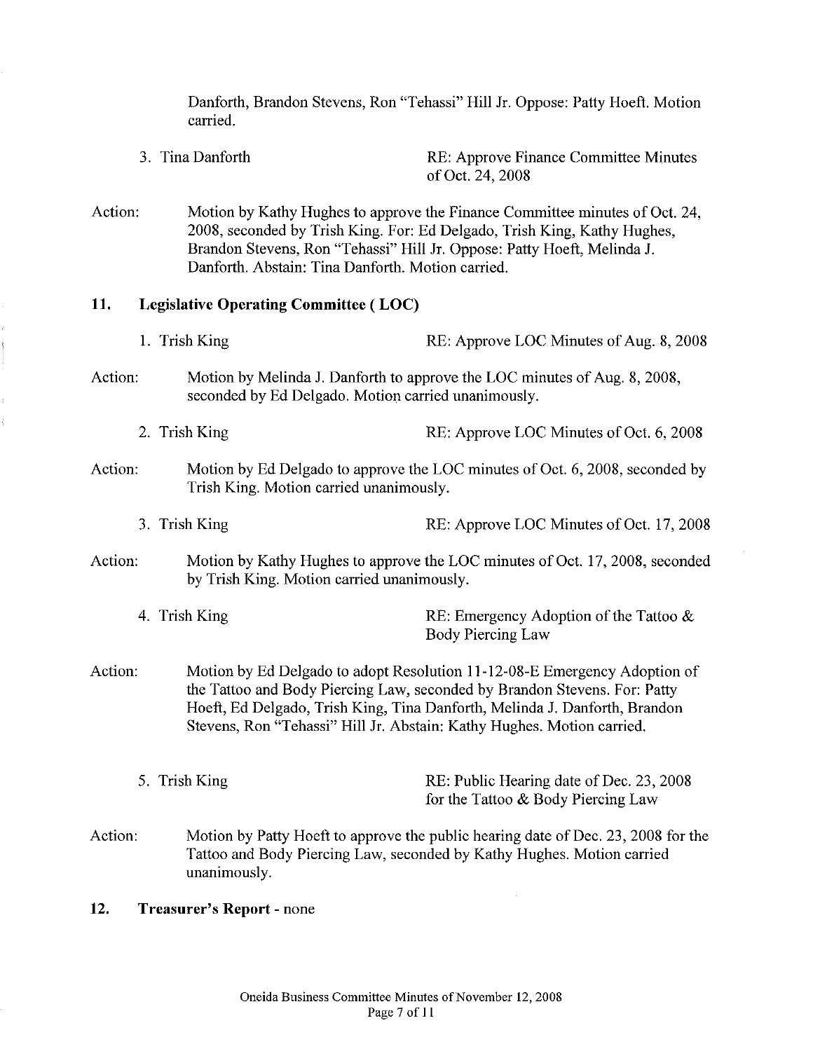Danforth, Brandon Stevens, Ron "Tehassi" Hill Jr. Oppose: Patty Hoeft. Motion carried.

3. Tina Danforth — RE: Approve Finance Committee Minutes of Oct. 24, 2008

Action: Motion by Kathy Hughes to approve the Finance Committee minutes of Oct. 24, 2008, seconded by Trish King. For: Ed Delgado, Trish King, Kathy Hughes, Brandon Stevens, Ron "Tehassi" Hill Jr. Oppose: Patty Hoeft, Melinda J. Danforth. Abstain: Tina Danforth. Motion carried.

## 11. Legislative Operating Committee ( LOC)

1. Trish King — RE: Approve LOC Minutes of Aug. 8, 2008

Action: Motion by Melinda J. Danforth to approve the LOC minutes of Aug. 8, 2008, seconded by Ed Delgado. Motion carried unanimously.

2. Trish King — RE: Approve LOC Minutes of Oct. 6, 2008

Action: Motion by Ed Delgado to approve the LOC minutes of Oct. 6, 2008, seconded by Trish King. Motion carried unanimously.

3. Trish King — RE: Approve LOC Minutes of Oct. 17, 2008

Action: Motion by Kathy Hughes to approve the LOC minutes of Oct. 17, 2008, seconded by Trish King. Motion carried unanimously.

4. Trish King — RE: Emergency Adoption of the Tattoo & Body Piercing Law

Action: Motion by Ed Delgado to adopt Resolution 11-12-08-E Emergency Adoption of the Tattoo and Body Piercing Law, seconded by Brandon Stevens. For: Patty Hoeft, Ed Delgado, Trish King, Tina Danforth, Melinda J. Danforth, Brandon Stevens, Ron "Tehassi" Hill Jr. Abstain: Kathy Hughes. Motion carried.

5. Trish King — RE: Public Hearing date of Dec. 23, 2008 for the Tattoo & Body Piercing Law

Action: Motion by Patty Hoeft to approve the public hearing date of Dec. 23, 2008 for the Tattoo and Body Piercing Law, seconded by Kathy Hughes. Motion carried unanimously.

## 12. Treasurer's Report - none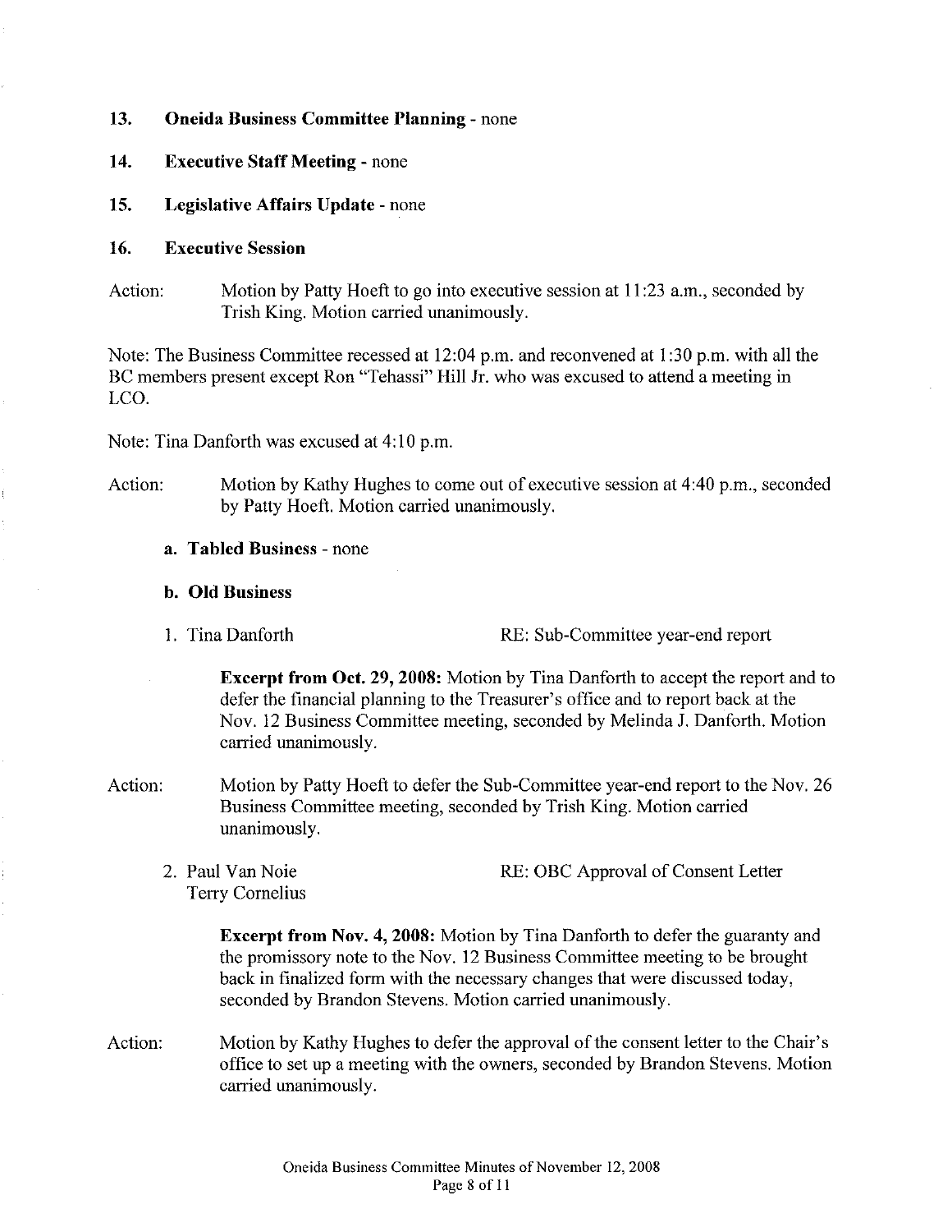**13. Oneida Business Committee Planning** - none

**14. Executive Staff Meeting** - none

**15. Legislative Affairs Update** - none

**16. Executive Session**

Action: Motion by Patty Hoeft to go into executive session at 11:23 a.m., seconded by Trish King. Motion carried unanimously.

Note: The Business Committee recessed at 12:04 p.m. and reconvened at 1:30 p.m. with all the BC members present except Ron "Tehassi" Hill Jr. who was excused to attend a meeting in LCO.

Note: Tina Danforth was excused at 4:10 p.m.

Action: Motion by Kathy Hughes to come out of executive session at 4:40 p.m., seconded by Patty Hoeft. Motion carried unanimously.

**a. Tabled Business** - none

**b. Old Business**

1. Tina Danforth — RE: Sub-Committee year-end report

   **Excerpt from Oct. 29, 2008:** Motion by Tina Danforth to accept the report and to defer the financial planning to the Treasurer's office and to report back at the Nov. 12 Business Committee meeting, seconded by Melinda J. Danforth. Motion carried unanimously.

Action: Motion by Patty Hoeft to defer the Sub-Committee year-end report to the Nov. 26 Business Committee meeting, seconded by Trish King. Motion carried unanimously.

2. Paul Van Noie, Terry Cornelius — RE: OBC Approval of Consent Letter

   **Excerpt from Nov. 4, 2008:** Motion by Tina Danforth to defer the guaranty and the promissory note to the Nov. 12 Business Committee meeting to be brought back in finalized form with the necessary changes that were discussed today, seconded by Brandon Stevens. Motion carried unanimously.

Action: Motion by Kathy Hughes to defer the approval of the consent letter to the Chair's office to set up a meeting with the owners, seconded by Brandon Stevens. Motion carried unanimously.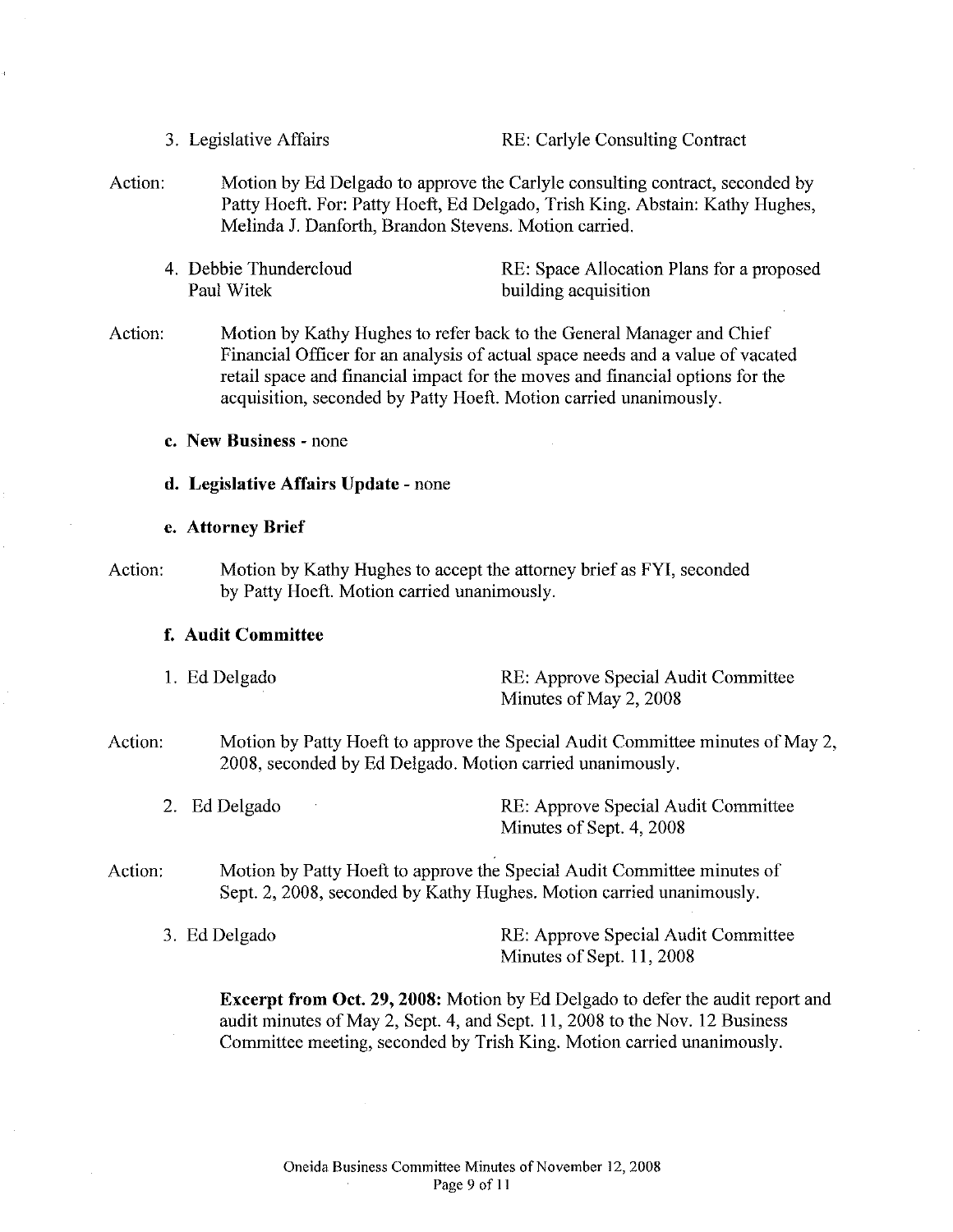3. Legislative Affairs RE: Carlyle Consulting Contract

Action: Motion by Ed Delgado to approve the Carlyle consulting contract, seconded by Patty Hoeft. For: Patty Hoeft, Ed Delgado, Trish King. Abstain: Kathy Hughes, Melinda J. Danforth, Brandon Stevens. Motion carried.

4. Debbie Thundercloud
   Paul Witek
   RE: Space Allocation Plans for a proposed building acquisition

Action: Motion by Kathy Hughes to refer back to the General Manager and Chief Financial Officer for an analysis of actual space needs and a value of vacated retail space and financial impact for the moves and financial options for the acquisition, seconded by Patty Hoeft. Motion carried unanimously.

**c. New Business** - none

**d. Legislative Affairs Update** - none

**e. Attorney Brief**

Action: Motion by Kathy Hughes to accept the attorney brief as FYI, seconded by Patty Hoeft. Motion carried unanimously.

**f. Audit Committee**

1. Ed Delgado RE: Approve Special Audit Committee Minutes of May 2, 2008

Action: Motion by Patty Hoeft to approve the Special Audit Committee minutes of May 2, 2008, seconded by Ed Delgado. Motion carried unanimously.

2. Ed Delgado RE: Approve Special Audit Committee Minutes of Sept. 4, 2008

Action: Motion by Patty Hoeft to approve the Special Audit Committee minutes of Sept. 2, 2008, seconded by Kathy Hughes. Motion carried unanimously.

3. Ed Delgado RE: Approve Special Audit Committee Minutes of Sept. 11, 2008

**Excerpt from Oct. 29, 2008:** Motion by Ed Delgado to defer the audit report and audit minutes of May 2, Sept. 4, and Sept. 11, 2008 to the Nov. 12 Business Committee meeting, seconded by Trish King. Motion carried unanimously.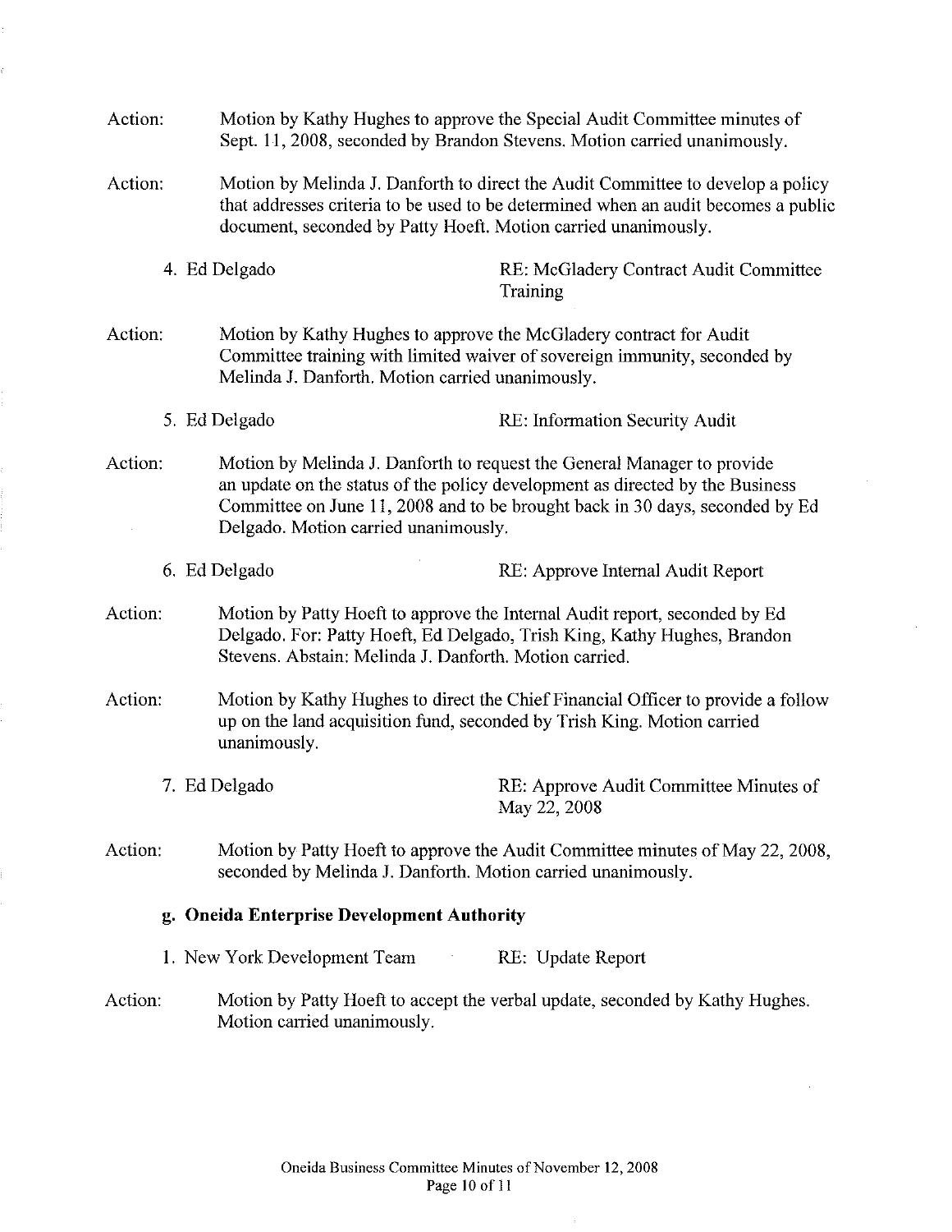Action: Motion by Kathy Hughes to approve the Special Audit Committee minutes of Sept. 11, 2008, seconded by Brandon Stevens. Motion carried unanimously.

Action: Motion by Melinda J. Danforth to direct the Audit Committee to develop a policy that addresses criteria to be used to be determined when an audit becomes a public document, seconded by Patty Hoeft. Motion carried unanimously.

4. Ed Delgado RE: McGladery Contract Audit Committee Training

Action: Motion by Kathy Hughes to approve the McGladery contract for Audit Committee training with limited waiver of sovereign immunity, seconded by Melinda J. Danforth. Motion carried unanimously.

5. Ed Delgado RE: Information Security Audit

Action: Motion by Melinda J. Danforth to request the General Manager to provide an update on the status of the policy development as directed by the Business Committee on June 11, 2008 and to be brought back in 30 days, seconded by Ed Delgado. Motion carried unanimously.

6. Ed Delgado RE: Approve Internal Audit Report

Action: Motion by Patty Hoeft to approve the Internal Audit report, seconded by Ed Delgado. For: Patty Hoeft, Ed Delgado, Trish King, Kathy Hughes, Brandon Stevens. Abstain: Melinda J. Danforth. Motion carried.

Action: Motion by Kathy Hughes to direct the Chief Financial Officer to provide a follow up on the land acquisition fund, seconded by Trish King. Motion carried unanimously.

7. Ed Delgado RE: Approve Audit Committee Minutes of May 22, 2008

Action: Motion by Patty Hoeft to approve the Audit Committee minutes of May 22, 2008, seconded by Melinda J. Danforth. Motion carried unanimously.

**g. Oneida Enterprise Development Authority**

1. New York Development Team RE: Update Report

Action: Motion by Patty Hoeft to accept the verbal update, seconded by Kathy Hughes. Motion carried unanimously.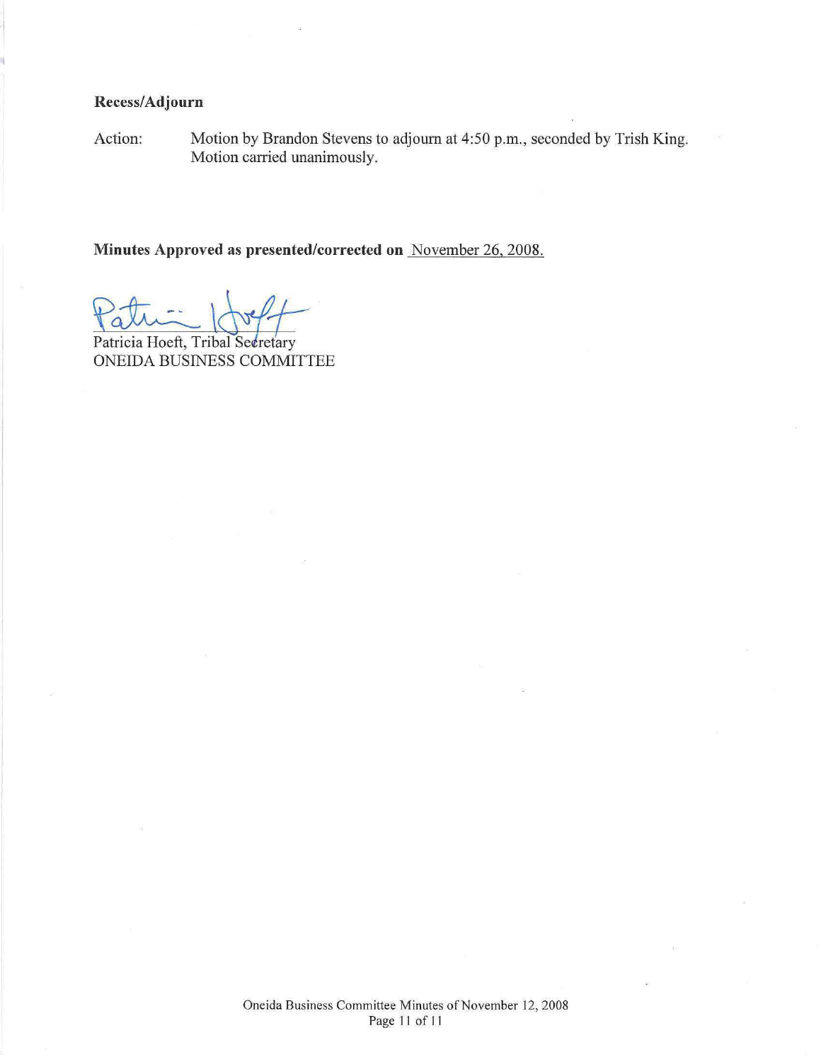**Recess/Adjourn**

Action: Motion by Brandon Stevens to adjourn at 4:50 p.m., seconded by Trish King. Motion carried unanimously.

**Minutes Approved as presented/corrected on** November 26, 2008.

Patricia Hoeft, Tribal Secretary
ONEIDA BUSINESS COMMITTEE